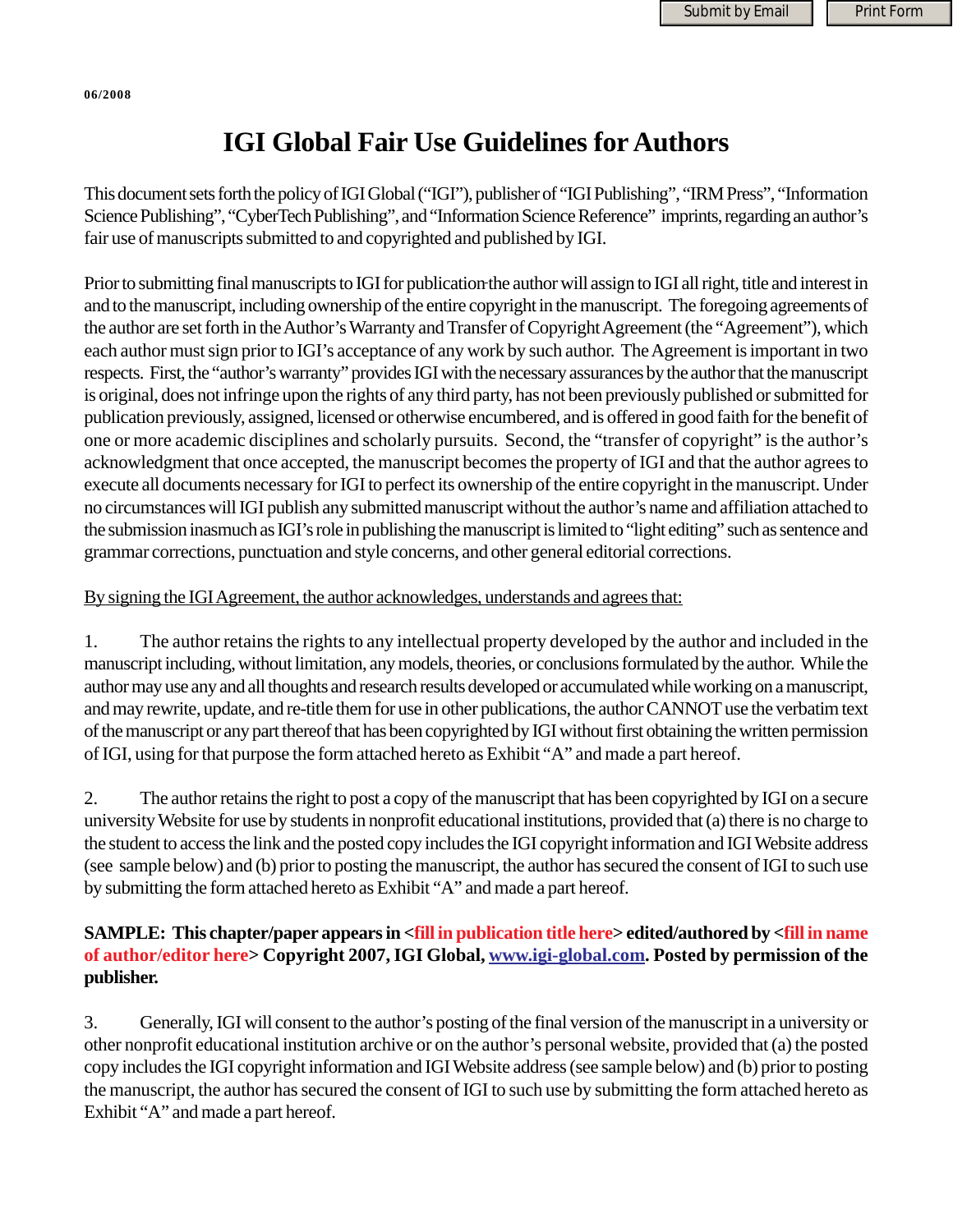06/2008

# IGI Global Fair Use Guidelines for Authors

This document sets forth the policy of IGI Global ("IGI"), publisher of "IGI Publishing", "IRM Press", "Information Science Publishing", "CyberTech Publishing", and "Information Science Reference" imprints, regarding an author's fair use of manuscripts submitted to and copyrighted and published by IGI.

Prior to submitting final manuscripts to IGI for publication the author will assign to IGI all right, title and interest in and to the manuscript, including ownership of the entire copyright in the manuscript. The foregoing agreements of the author are set forth in the Author's Warranty and Transfer of Copyright Agreement (the "Agreement"), which each author must sign prior to IGI's acceptance of any work by such author. The Agreement is important in two respects. First, the "author's warranty" provides IGI with the necessary assurances by the author that the manuscript is original, does not infringe upon the rights of any third party, has not been previously published or submitted for publication previously, assigned, licensed or otherwise encumbered, and is offered in good faith for the benefit of one or more academic disciplines and scholarly pursuits. Second, the "transfer of copyright" is the author's acknowledgment that once accepted, the manuscript becomes the property of IGI and that the author agrees to execute all documents necessary for IGI to perfect its ownership of the entire copyright in the manuscript. Under no circumstances will IGI publish any submitted manuscript without the author's name and affiliation attached to the submission inasmuch as IGI's role in publishing the manuscript is limited to "light editing" such as sentence and grammar corrections, punctuation and style concerns, and other general editorial corrections.

<u>By signing the IGI Agreement, the author acknowledges, understands and agrees that:</u>

1. The author retains the rights to any intellectual property developed by the author and included in the manuscript including, without limitation, any models, theories, or conclusions formulated by the author. While the author may use any and all thoughts and research results developed or accumulated while working on a manuscript, and may rewrite, update, and re-title them for use in other publications, the author CANNOT use the verbatim text of the manuscript or any part thereof that has been copyrighted by IGI without first obtaining the written permission of IGI, using for that purpose the form attached hereto as Exhibit "A" and made a part hereof.

2. The author retains the right to post a copy of the manuscript that has been copyrighted by IGI on a secure university Website for use by students in nonprofit educational institutions, provided that (a) there is no charge to the student to access the link and the posted copy includes the IGI copyright information and IGI Website address (see sample below) and (b) prior to posting the manuscript, the author has secured the consent of IGI to such use by submitting the form attached hereto as Exhibit "A" and made a part hereof.

**SAMPLE: This chapter/paper appears in <fill in publication title here> edited/authored by <fill in name of author/editor here> Copyright 2007, IGI Global, [www.igi-global.com](http://www.igi-global.com). Posted by permission of the publisher.**

3. Generally, IGI will consent to the author's posting of the final version of the manuscript in a university or other nonprofit educational institution archive or on the author's personal website, provided that (a) the posted copy includes the IGI copyright information and IGI Website address (see sample below) and (b) prior to posting the manuscript, the author has secured the consent of IGI to such use by submitting the form attached hereto as Exhibit "A" and made a part hereof.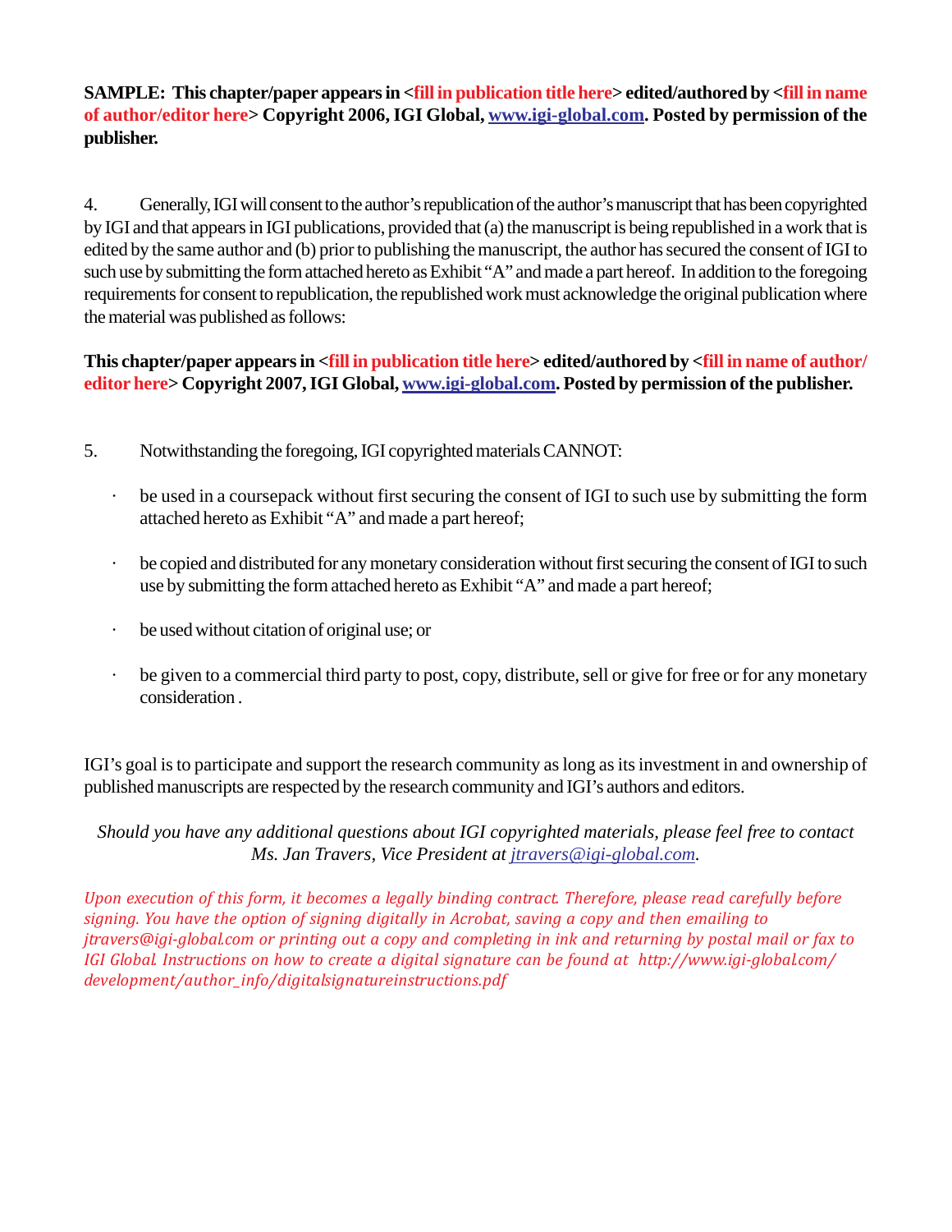**SAMPLE: This chapter/paper appears in <fill in publication title here> edited/authored by <fill in name of author/editor here> Copyright 2006, IGI Global, www.igi-global.com. Posted by permission of the publisher.**

4. Generally, IGI will consent to the author's republication of the author's manuscript that has been copyrighted by IGI and that appears in IGI publications, provided that (a) the manuscript is being republished in a work that is edited by the same author and (b) prior to publishing the manuscript, the author has secured the consent of IGI to such use by submitting the form attached hereto as Exhibit "A" and made a part hereof. In addition to the foregoing requirements for consent to republication, the republished work must acknowledge the original publication where the material was published as follows:

**This chapter/paper appears in <fill in publication title here> edited/authored by <fill in name of author/editor here> Copyright 2007, IGI Global, www.igi-global.com. Posted by permission of the publisher.**

5. Notwithstanding the foregoing, IGI copyrighted materials CANNOT:

- be used in a coursepack without first securing the consent of IGI to such use by submitting the form attached hereto as Exhibit "A" and made a part hereof;
- be copied and distributed for any monetary consideration without first securing the consent of IGI to such use by submitting the form attached hereto as Exhibit "A" and made a part hereof;
- be used without citation of original use; or
- be given to a commercial third party to post, copy, distribute, sell or give for free or for any monetary consideration .

IGI's goal is to participate and support the research community as long as its investment in and ownership of published manuscripts are respected by the research community and IGI's authors and editors.

*Should you have any additional questions about IGI copyrighted materials, please feel free to contact Ms. Jan Travers, Vice President at jtravers@igi-global.com.*

*Upon execution of this form, it becomes a legally binding contract. Therefore, please read carefully before signing. You have the option of signing digitally in Acrobat, saving a copy and then emailing to jtravers@igi-global.com or printing out a copy and completing in ink and returning by postal mail or fax to IGI Global. Instructions on how to create a digital signature can be found at http://www.igi-global.com/development/author_info/digitalsignatureinstructions.pdf*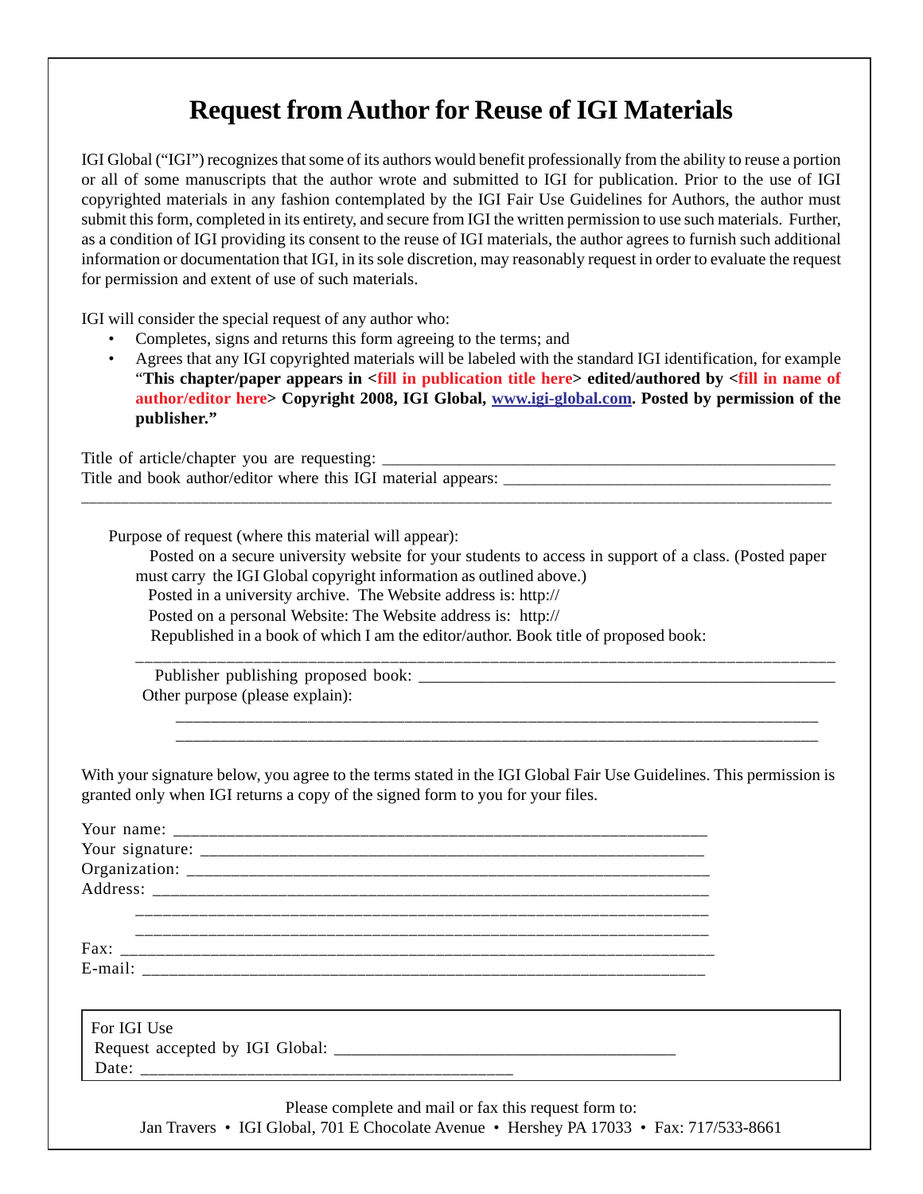# Request from Author for Reuse of IGI Materials

IGI Global ("IGI") recognizes that some of its authors would benefit professionally from the ability to reuse a portion or all of some manuscripts that the author wrote and submitted to IGI for publication. Prior to the use of IGI copyrighted materials in any fashion contemplated by the IGI Fair Use Guidelines for Authors, the author must submit this form, completed in its entirety, and secure from IGI the written permission to use such materials. Further, as a condition of IGI providing its consent to the reuse of IGI materials, the author agrees to furnish such additional information or documentation that IGI, in its sole discretion, may reasonably request in order to evaluate the request for permission and extent of use of such materials.

IGI will consider the special request of any author who:

- Completes, signs and returns this form agreeing to the terms; and
- Agrees that any IGI copyrighted materials will be labeled with the standard IGI identification, for example "**This chapter/paper appears in <fill in publication title here> edited/authored by <fill in name of author/editor here> Copyright 2008, IGI Global, www.igi-global.com. Posted by permission of the publisher."**

Title of article/chapter you are requesting: ______________________________________________

Title and book author/editor where this IGI material appears: ___________________________________

_______________________________________________________________________________

Purpose of request (where this material will appear):

Posted on a secure university website for your students to access in support of a class. (Posted paper must carry the IGI Global copyright information as outlined above.)

Posted in a university archive. The Website address is: http://

Posted on a personal Website: The Website address is: http://

Republished in a book of which I am the editor/author. Book title of proposed book:

_______________________________________________________________________________

Publisher publishing proposed book: ___________________________________________

Other purpose (please explain):

_______________________________________________________________________________

_______________________________________________________________________________

With your signature below, you agree to the terms stated in the IGI Global Fair Use Guidelines. This permission is granted only when IGI returns a copy of the signed form to you for your files.

Your name: ______________________________________________________________

Your signature: ___________________________________________________________

Organization: _____________________________________________________________

Address: _________________________________________________________________

_________________________________________________________________

_________________________________________________________________

Fax: _____________________________________________________________________

E-mail: __________________________________________________________________

For IGI Use

Request accepted by IGI Global: ______________________________________

Date: ___________________________________________

Please complete and mail or fax this request form to:

Jan Travers • IGI Global, 701 E Chocolate Avenue • Hershey PA 17033 • Fax: 717/533-8661